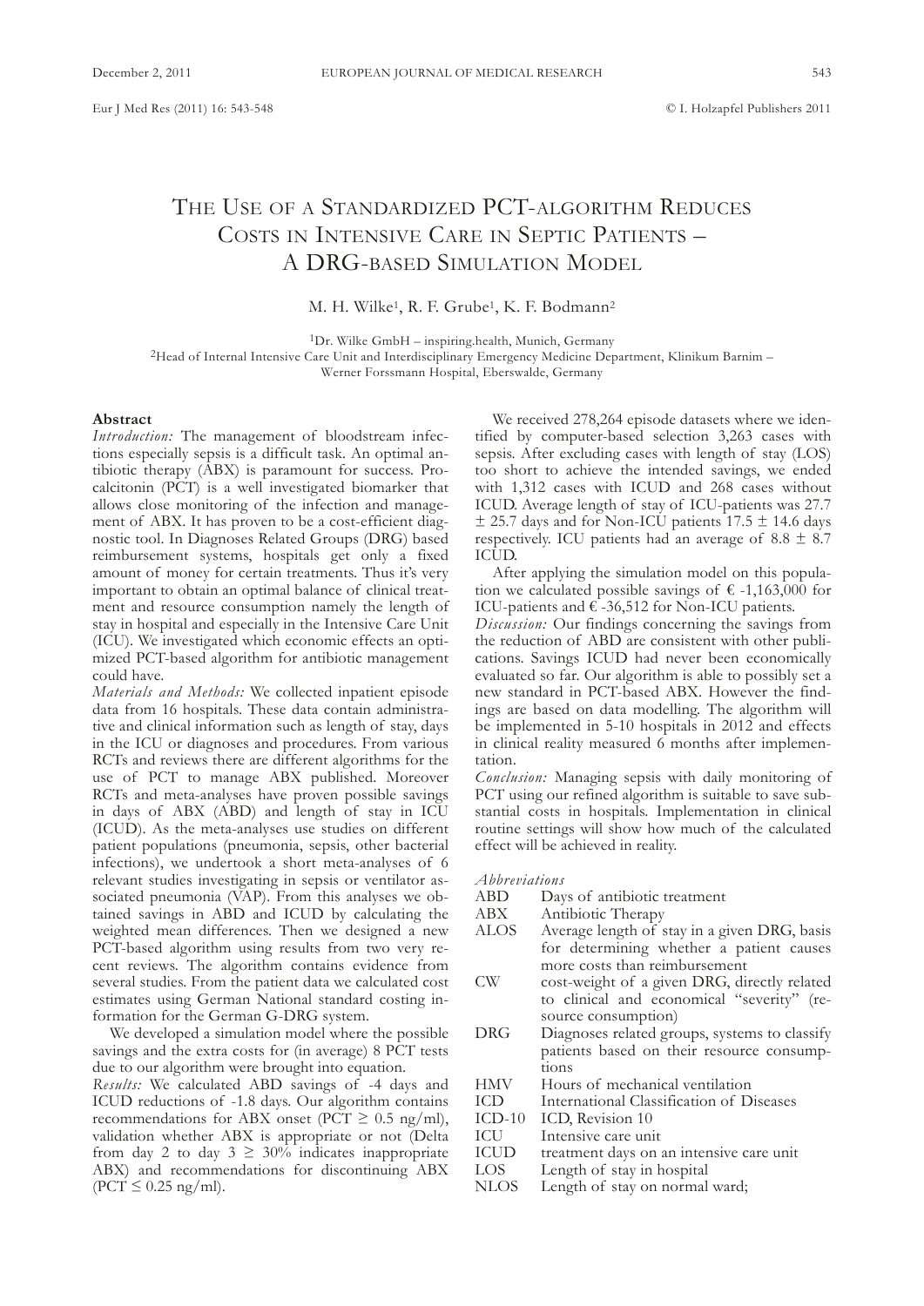# The Use of a Standardized PCT-algorithm Reduces Costs in Intensive Care in Septic Patients – A DRG-based Simulation Model

M. H. Wilke[1], R. F. Grube[1], K. F. Bodmann[2]

[1]Dr. Wilke GmbH – inspiring.health, Munich, Germany
[2]Head of Internal Intensive Care Unit and Interdisciplinary Emergency Medicine Department, Klinikum Barnim – Werner Forssmann Hospital, Eberswalde, Germany

## Abstract

*Introduction:* The management of bloodstream infections especially sepsis is a difficult task. An optimal antibiotic therapy (ABX) is paramount for success. Procalcitonin (PCT) is a well investigated biomarker that allows close monitoring of the infection and management of ABX. It has proven to be a cost-efficient diagnostic tool. In Diagnoses Related Groups (DRG) based reimbursement systems, hospitals get only a fixed amount of money for certain treatments. Thus it's very important to obtain an optimal balance of clinical treatment and resource consumption namely the length of stay in hospital and especially in the Intensive Care Unit (ICU). We investigated which economic effects an optimized PCT-based algorithm for antibiotic management could have.

*Materials and Methods:* We collected inpatient episode data from 16 hospitals. These data contain administrative and clinical information such as length of stay, days in the ICU or diagnoses and procedures. From various RCTs and reviews there are different algorithms for the use of PCT to manage ABX published. Moreover RCTs and meta-analyses have proven possible savings in days of ABX (ABD) and length of stay in ICU (ICUD). As the meta-analyses use studies on different patient populations (pneumonia, sepsis, other bacterial infections), we undertook a short meta-analyses of 6 relevant studies investigating in sepsis or ventilator associated pneumonia (VAP). From this analyses we obtained savings in ABD and ICUD by calculating the weighted mean differences. Then we designed a new PCT-based algorithm using results from two very recent reviews. The algorithm contains evidence from several studies. From the patient data we calculated cost estimates using German National standard costing information for the German G-DRG system.

We developed a simulation model where the possible savings and the extra costs for (in average) 8 PCT tests due to our algorithm were brought into equation.

*Results:* We calculated ABD savings of -4 days and ICUD reductions of -1.8 days. Our algorithm contains recommendations for ABX onset (PCT ≥ 0.5 ng/ml), validation whether ABX is appropriate or not (Delta from day 2 to day 3 ≥ 30% indicates inappropriate ABX) and recommendations for discontinuing ABX (PCT ≤ 0.25 ng/ml).

We received 278,264 episode datasets where we identified by computer-based selection 3,263 cases with sepsis. After excluding cases with length of stay (LOS) too short to achieve the intended savings, we ended with 1,312 cases with ICUD and 268 cases without ICUD. Average length of stay of ICU-patients was 27.7 ± 25.7 days and for Non-ICU patients 17.5 ± 14.6 days respectively. ICU patients had an average of 8.8 ± 8.7 ICUD.

After applying the simulation model on this population we calculated possible savings of € -1,163,000 for ICU-patients and € -36,512 for Non-ICU patients.

*Discussion:* Our findings concerning the savings from the reduction of ABD are consistent with other publications. Savings ICUD had never been economically evaluated so far. Our algorithm is able to possibly set a new standard in PCT-based ABX. However the findings are based on data modelling. The algorithm will be implemented in 5-10 hospitals in 2012 and effects in clinical reality measured 6 months after implementation.

*Conclusion:* Managing sepsis with daily monitoring of PCT using our refined algorithm is suitable to save substantial costs in hospitals. Implementation in clinical routine settings will show how much of the calculated effect will be achieved in reality.

*Abbreviations*

| | |
|---|---|
| ABD | Days of antibiotic treatment |
| ABX | Antibiotic Therapy |
| ALOS | Average length of stay in a given DRG, basis for determining whether a patient causes more costs than reimbursement |
| CW | cost-weight of a given DRG, directly related to clinical and economical "severity" (resource consumption) |
| DRG | Diagnoses related groups, systems to classify patients based on their resource consumptions |
| HMV | Hours of mechanical ventilation |
| ICD | International Classification of Diseases |
| ICD-10 | ICD, Revision 10 |
| ICU | Intensive care unit |
| ICUD | treatment days on an intensive care unit |
| LOS | Length of stay in hospital |
| NLOS | Length of stay on normal ward; |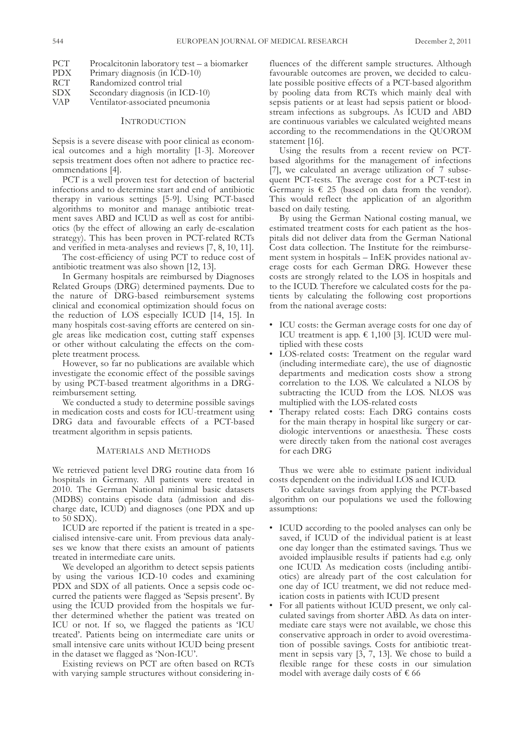PCT Procalcitonin laboratory test – a biomarker
PDX Primary diagnosis (in ICD-10)
RCT Randomized control trial
SDX Secondary diagnosis (in ICD-10)
VAP Ventilator-associated pneumonia

## Introduction

Sepsis is a severe disease with poor clinical as economical outcomes and a high mortality [1-3]. Moreover sepsis treatment does often not adhere to practice recommendations [4].

PCT is a well proven test for detection of bacterial infections and to determine start and end of antibiotic therapy in various settings [5-9]. Using PCT-based algorithms to monitor and manage antibiotic treatment saves ABD and ICUD as well as cost for antibiotics (by the effect of allowing an early de-escalation strategy). This has been proven in PCT-related RCTs and verified in meta-analyses and reviews [7, 8, 10, 11].

The cost-efficiency of using PCT to reduce cost of antibiotic treatment was also shown [12, 13].

In Germany hospitals are reimbursed by Diagnoses Related Groups (DRG) determined payments. Due to the nature of DRG-based reimbursement systems clinical and economical optimization should focus on the reduction of LOS especially ICUD [14, 15]. In many hospitals cost-saving efforts are centered on single areas like medication cost, cutting staff expenses or other without calculating the effects on the complete treatment process.

However, so far no publications are available which investigate the economic effect of the possible savings by using PCT-based treatment algorithms in a DRG-reimbursement setting.

We conducted a study to determine possible savings in medication costs and costs for ICU-treatment using DRG data and favourable effects of a PCT-based treatment algorithm in sepsis patients.

## Materials and Methods

We retrieved patient level DRG routine data from 16 hospitals in Germany. All patients were treated in 2010. The German National minimal basic datasets (MDBS) contains episode data (admission and discharge date, ICUD) and diagnoses (one PDX and up to 50 SDX).

ICUD are reported if the patient is treated in a specialised intensive-care unit. From previous data analyses we know that there exists an amount of patients treated in intermediate care units.

We developed an algorithm to detect sepsis patients by using the various ICD-10 codes and examining PDX and SDX of all patients. Once a sepsis code occurred the patients were flagged as 'Sepsis present'. By using the ICUD provided from the hospitals we further determined whether the patient was treated on ICU or not. If so, we flagged the patients as 'ICU treated'. Patients being on intermediate care units or small intensive care units without ICUD being present in the dataset we flagged as 'Non-ICU'.

Existing reviews on PCT are often based on RCTs with varying sample structures without considering influences of the different sample structures. Although favourable outcomes are proven, we decided to calculate possible positive effects of a PCT-based algorithm by pooling data from RCTs which mainly deal with sepsis patients or at least had sepsis patient or bloodstream infections as subgroups. As ICUD and ABD are continuous variables we calculated weighted means according to the recommendations in the QUOROM statement [16].

Using the results from a recent review on PCT-based algorithms for the management of infections [7], we calculated an average utilization of 7 subsequent PCT-tests. The average cost for a PCT-test in Germany is € 25 (based on data from the vendor). This would reflect the application of an algorithm based on daily testing.

By using the German National costing manual, we estimated treatment costs for each patient as the hospitals did not deliver data from the German National Cost data collection. The Institute for the reimbursement system in hospitals – InEK provides national average costs for each German DRG. However these costs are strongly related to the LOS in hospitals and to the ICUD. Therefore we calculated costs for the patients by calculating the following cost proportions from the national average costs:

- ICU costs: the German average costs for one day of ICU treatment is app. € 1,100 [3]. ICUD were multiplied with these costs
- LOS-related costs: Treatment on the regular ward (including intermediate care), the use of diagnostic departments and medication costs show a strong correlation to the LOS. We calculated a NLOS by subtracting the ICUD from the LOS. NLOS was multiplied with the LOS-related costs
- Therapy related costs: Each DRG contains costs for the main therapy in hospital like surgery or cardiologic interventions or anaesthesia. These costs were directly taken from the national cost averages for each DRG

Thus we were able to estimate patient individual costs dependent on the individual LOS and ICUD.

To calculate savings from applying the PCT-based algorithm on our populations we used the following assumptions:

- ICUD according to the pooled analyses can only be saved, if ICUD of the individual patient is at least one day longer than the estimated savings. Thus we avoided implausible results if patients had e.g. only one ICUD. As medication costs (including antibiotics) are already part of the cost calculation for one day of ICU treatment, we did not reduce medication costs in patients with ICUD present
- For all patients without ICUD present, we only calculated savings from shorter ABD. As data on intermediate care stays were not available, we chose this conservative approach in order to avoid overestimation of possible savings. Costs for antibiotic treatment in sepsis vary [3, 7, 13]. We chose to build a flexible range for these costs in our simulation model with average daily costs of € 66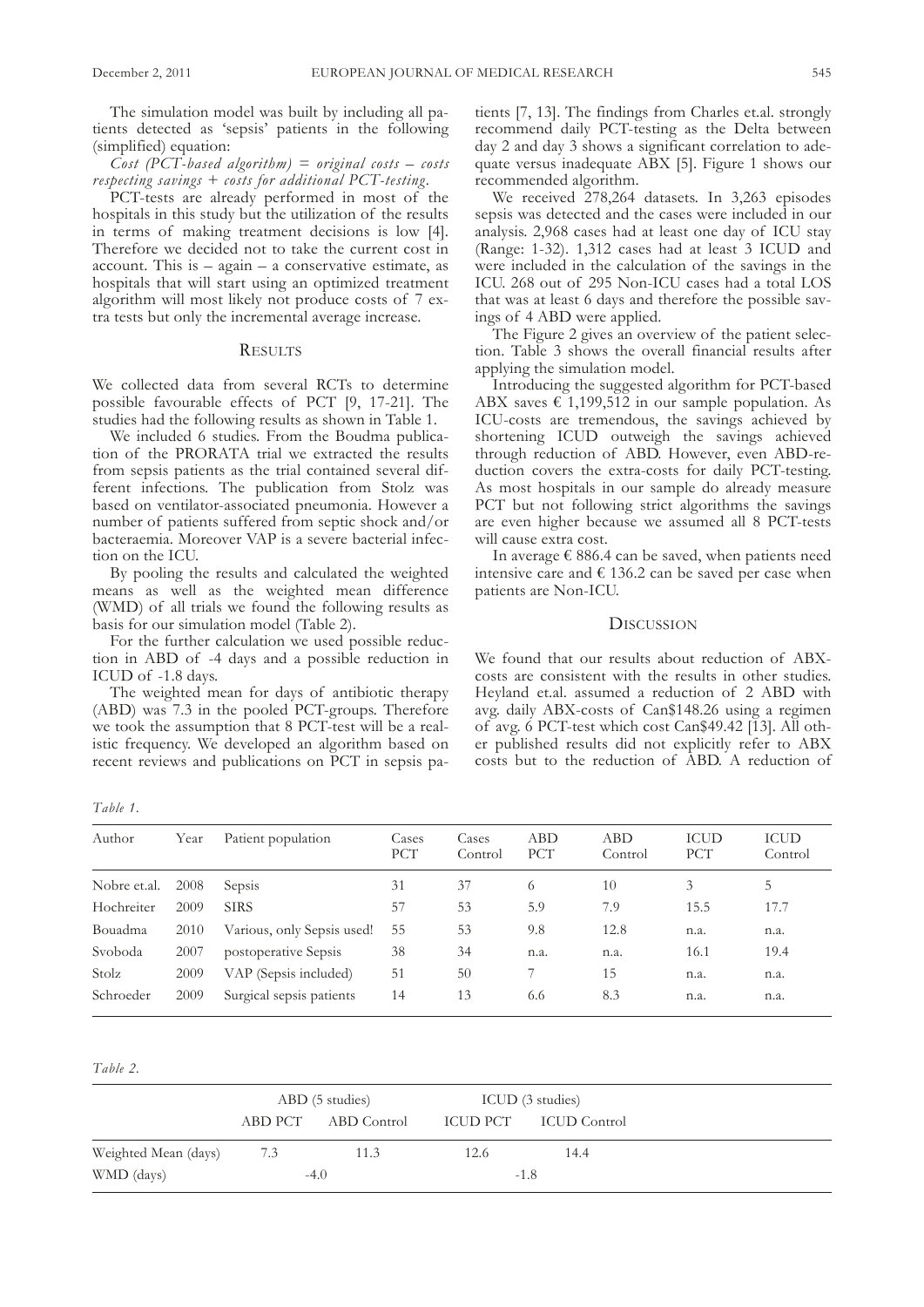The simulation model was built by including all patients detected as 'sepsis' patients in the following (simplified) equation:

*Cost (PCT-based algorithm) = original costs – costs respecting savings + costs for additional PCT-testing.*

PCT-tests are already performed in most of the hospitals in this study but the utilization of the results in terms of making treatment decisions is low [4]. Therefore we decided not to take the current cost in account. This is – again – a conservative estimate, as hospitals that will start using an optimized treatment algorithm will most likely not produce costs of 7 extra tests but only the incremental average increase.

## Results

We collected data from several RCTs to determine possible favourable effects of PCT [9, 17-21]. The studies had the following results as shown in Table 1.

We included 6 studies. From the Boudma publication of the PRORATA trial we extracted the results from sepsis patients as the trial contained several different infections. The publication from Stolz was based on ventilator-associated pneumonia. However a number of patients suffered from septic shock and/or bacteraemia. Moreover VAP is a severe bacterial infection on the ICU.

By pooling the results and calculated the weighted means as well as the weighted mean difference (WMD) of all trials we found the following results as basis for our simulation model (Table 2).

For the further calculation we used possible reduction in ABD of -4 days and a possible reduction in ICUD of -1.8 days.

The weighted mean for days of antibiotic therapy (ABD) was 7.3 in the pooled PCT-groups. Therefore we took the assumption that 8 PCT-test will be a realistic frequency. We developed an algorithm based on recent reviews and publications on PCT in sepsis patients [7, 13]. The findings from Charles et.al. strongly recommend daily PCT-testing as the Delta between day 2 and day 3 shows a significant correlation to adequate versus inadequate ABX [5]. Figure 1 shows our recommended algorithm.

We received 278,264 datasets. In 3,263 episodes sepsis was detected and the cases were included in our analysis. 2,968 cases had at least one day of ICU stay (Range: 1-32). 1,312 cases had at least 3 ICUD and were included in the calculation of the savings in the ICU. 268 out of 295 Non-ICU cases had a total LOS that was at least 6 days and therefore the possible savings of 4 ABD were applied.

The Figure 2 gives an overview of the patient selection. Table 3 shows the overall financial results after applying the simulation model.

Introducing the suggested algorithm for PCT-based ABX saves € 1,199,512 in our sample population. As ICU-costs are tremendous, the savings achieved by shortening ICUD outweigh the savings achieved through reduction of ABD. However, even ABD-reduction covers the extra-costs for daily PCT-testing. As most hospitals in our sample do already measure PCT but not following strict algorithms the savings are even higher because we assumed all 8 PCT-tests will cause extra cost.

In average € 886.4 can be saved, when patients need intensive care and € 136.2 can be saved per case when patients are Non-ICU.

## Discussion

We found that our results about reduction of ABX-costs are consistent with the results in other studies. Heyland et.al. assumed a reduction of 2 ABD with avg. daily ABX-costs of Can$148.26 using a regimen of avg. 6 PCT-test which cost Can$49.42 [13]. All other published results did not explicitly refer to ABX costs but to the reduction of ABD. A reduction of

*Table 1.*

| Author | Year | Patient population | Cases PCT | Cases Control | ABD PCT | ABD Control | ICUD PCT | ICUD Control |
|---|---|---|---|---|---|---|---|---|
| Nobre et.al. | 2008 | Sepsis | 31 | 37 | 6 | 10 | 3 | 5 |
| Hochreiter | 2009 | SIRS | 57 | 53 | 5.9 | 7.9 | 15.5 | 17.7 |
| Bouadma | 2010 | Various, only Sepsis used! | 55 | 53 | 9.8 | 12.8 | n.a. | n.a. |
| Svoboda | 2007 | postoperative Sepsis | 38 | 34 | n.a. | n.a. | 16.1 | 19.4 |
| Stolz | 2009 | VAP (Sepsis included) | 51 | 50 | 7 | 15 | n.a. | n.a. |
| Schroeder | 2009 | Surgical sepsis patients | 14 | 13 | 6.6 | 8.3 | n.a. | n.a. |

*Table 2.*

| | ABD (5 studies) | | ICUD (3 studies) | |
|---|---|---|---|---|
| | ABD PCT | ABD Control | ICUD PCT | ICUD Control |
| Weighted Mean (days) | 7.3 | 11.3 | 12.6 | 14.4 |
| WMD (days) | -4.0 | | -1.8 | |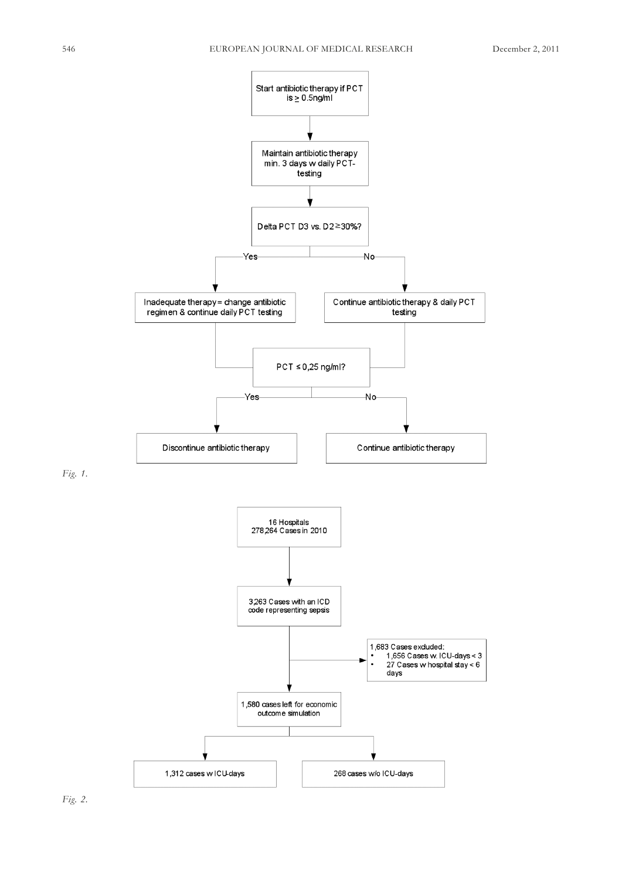Start antibiotic therapy if PCT is ≥ 0.5ng/ml

↓

Maintain antibiotic therapy min. 3 days w daily PCT-testing

↓

Delta PCT D3 vs. D2 ≥30%?

- Yes → Inadequate therapy = change antibiotic regimen & continue daily PCT testing
- No → Continue antibiotic therapy & daily PCT testing

↓

PCT ≤ 0,25 ng/ml?

- Yes → Discontinue antibiotic therapy
- No → Continue antibiotic therapy

*Fig. 1.*

16 Hospitals
278,264 Cases in 2010

↓

3,263 Cases with an ICD code representing sepsis

→ 1,683 Cases excluded:
- 1,656 Cases w. ICU-days < 3
- 27 Cases w hospital stay < 6 days

↓

1,580 cases left for economic outcome simulation

- 1,312 cases w ICU-days
- 268 cases w/o ICU-days

*Fig. 2.*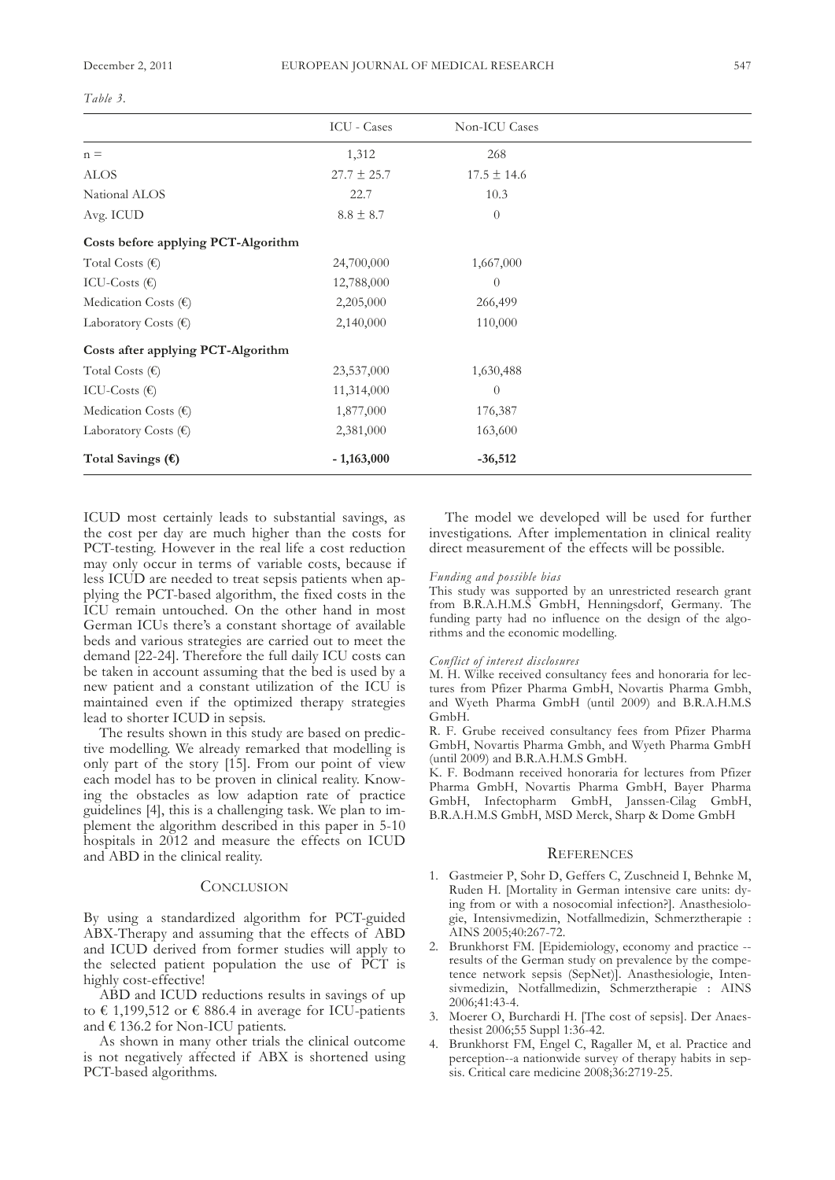*Table 3.*

| | ICU - Cases | Non-ICU Cases |
|---|---|---|
| n = | 1,312 | 268 |
| ALOS | 27.7 ± 25.7 | 17.5 ± 14.6 |
| National ALOS | 22.7 | 10.3 |
| Avg. ICUD | 8.8 ± 8.7 | 0 |
| **Costs before applying PCT-Algorithm** | | |
| Total Costs (€) | 24,700,000 | 1,667,000 |
| ICU-Costs (€) | 12,788,000 | 0 |
| Medication Costs (€) | 2,205,000 | 266,499 |
| Laboratory Costs (€) | 2,140,000 | 110,000 |
| **Costs after applying PCT-Algorithm** | | |
| Total Costs (€) | 23,537,000 | 1,630,488 |
| ICU-Costs (€) | 11,314,000 | 0 |
| Medication Costs (€) | 1,877,000 | 176,387 |
| Laboratory Costs (€) | 2,381,000 | 163,600 |
| **Total Savings (€)** | **- 1,163,000** | **-36,512** |

ICUD most certainly leads to substantial savings, as the cost per day are much higher than the costs for PCT-testing. However in the real life a cost reduction may only occur in terms of variable costs, because if less ICUD are needed to treat sepsis patients when applying the PCT-based algorithm, the fixed costs in the ICU remain untouched. On the other hand in most German ICUs there's a constant shortage of available beds and various strategies are carried out to meet the demand [22-24]. Therefore the full daily ICU costs can be taken in account assuming that the bed is used by a new patient and a constant utilization of the ICU is maintained even if the optimized therapy strategies lead to shorter ICUD in sepsis.

The results shown in this study are based on predictive modelling. We already remarked that modelling is only part of the story [15]. From our point of view each model has to be proven in clinical reality. Knowing the obstacles as low adaption rate of practice guidelines [4], this is a challenging task. We plan to implement the algorithm described in this paper in 5-10 hospitals in 2012 and measure the effects on ICUD and ABD in the clinical reality.

## Conclusion

By using a standardized algorithm for PCT-guided ABX-Therapy and assuming that the effects of ABD and ICUD derived from former studies will apply to the selected patient population the use of PCT is highly cost-effective!

ABD and ICUD reductions results in savings of up to € 1,199,512 or € 886.4 in average for ICU-patients and € 136.2 for Non-ICU patients.

As shown in many other trials the clinical outcome is not negatively affected if ABX is shortened using PCT-based algorithms.

The model we developed will be used for further investigations. After implementation in clinical reality direct measurement of the effects will be possible.

*Funding and possible bias*

This study was supported by an unrestricted research grant from B.R.A.H.M.S GmbH, Henningsdorf, Germany. The funding party had no influence on the design of the algorithms and the economic modelling.

*Conflict of interest disclosures*

M. H. Wilke received consultancy fees and honoraria for lectures from Pfizer Pharma GmbH, Novartis Pharma Gmbh, and Wyeth Pharma GmbH (until 2009) and B.R.A.H.M.S GmbH.

R. F. Grube received consultancy fees from Pfizer Pharma GmbH, Novartis Pharma Gmbh, and Wyeth Pharma GmbH (until 2009) and B.R.A.H.M.S GmbH.

K. F. Bodmann received honoraria for lectures from Pfizer Pharma GmbH, Novartis Pharma GmbH, Bayer Pharma GmbH, Infectopharm GmbH, Janssen-Cilag GmbH, B.R.A.H.M.S GmbH, MSD Merck, Sharp & Dome GmbH

## References

1. Gastmeier P, Sohr D, Geffers C, Zuschneid I, Behnke M, Ruden H. [Mortality in German intensive care units: dying from or with a nosocomial infection?]. Anasthesiologie, Intensivmedizin, Notfallmedizin, Schmerztherapie : AINS 2005;40:267-72.
2. Brunkhorst FM. [Epidemiology, economy and practice -- results of the German study on prevalence by the competence network sepsis (SepNet)]. Anasthesiologie, Intensivmedizin, Notfallmedizin, Schmerztherapie : AINS 2006;41:43-4.
3. Moerer O, Burchardi H. [The cost of sepsis]. Der Anaesthesist 2006;55 Suppl 1:36-42.
4. Brunkhorst FM, Engel C, Ragaller M, et al. Practice and perception--a nationwide survey of therapy habits in sepsis. Critical care medicine 2008;36:2719-25.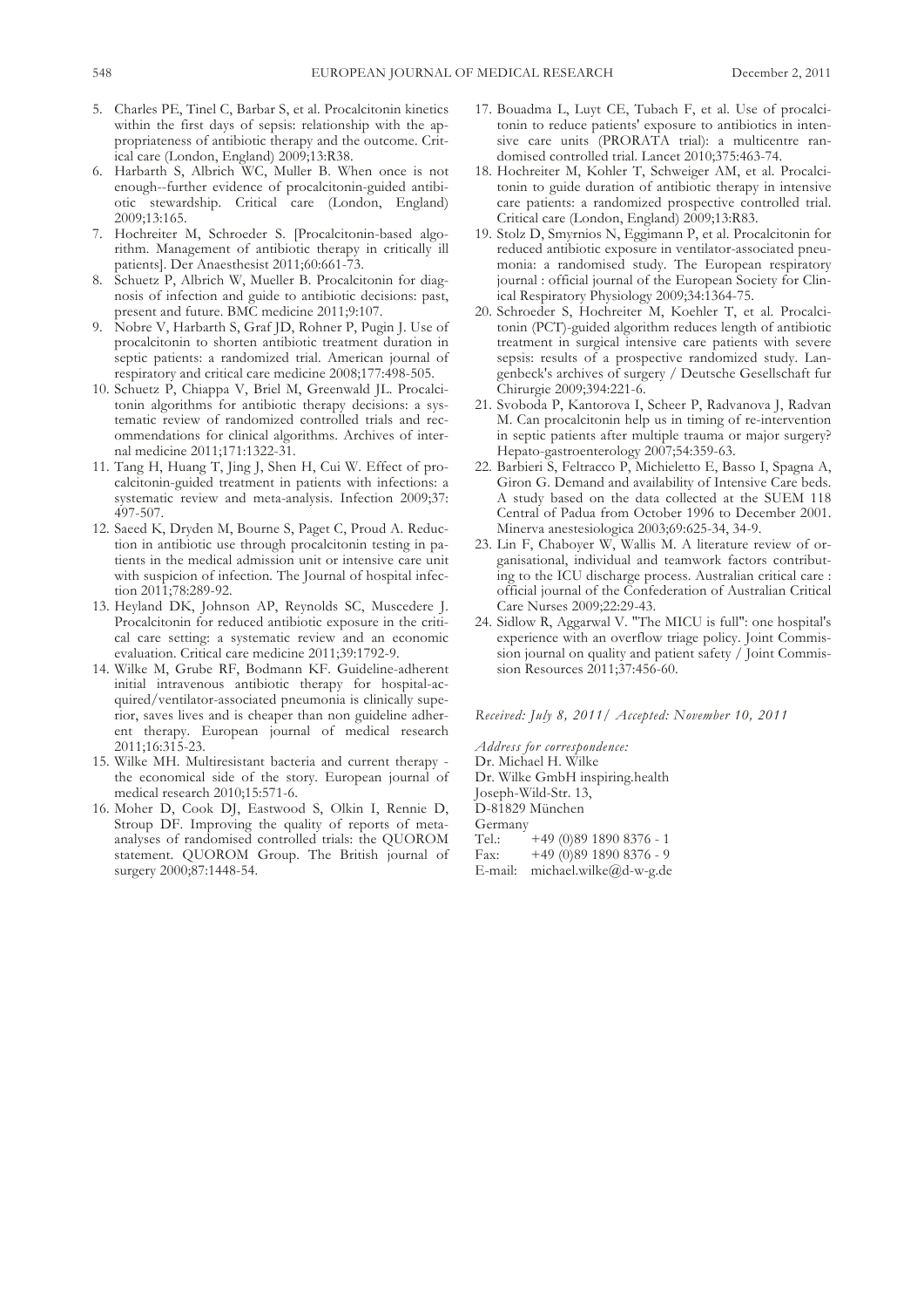5. Charles PE, Tinel C, Barbar S, et al. Procalcitonin kinetics within the first days of sepsis: relationship with the appropriateness of antibiotic therapy and the outcome. Critical care (London, England) 2009;13:R38.
6. Harbarth S, Albrich WC, Muller B. When once is not enough--further evidence of procalcitonin-guided antibiotic stewardship. Critical care (London, England) 2009;13:165.
7. Hochreiter M, Schroeder S. [Procalcitonin-based algorithm. Management of antibiotic therapy in critically ill patients]. Der Anaesthesist 2011;60:661-73.
8. Schuetz P, Albrich W, Mueller B. Procalcitonin for diagnosis of infection and guide to antibiotic decisions: past, present and future. BMC medicine 2011;9:107.
9. Nobre V, Harbarth S, Graf JD, Rohner P, Pugin J. Use of procalcitonin to shorten antibiotic treatment duration in septic patients: a randomized trial. American journal of respiratory and critical care medicine 2008;177:498-505.
10. Schuetz P, Chiappa V, Briel M, Greenwald JL. Procalcitonin algorithms for antibiotic therapy decisions: a systematic review of randomized controlled trials and recommendations for clinical algorithms. Archives of internal medicine 2011;171:1322-31.
11. Tang H, Huang T, Jing J, Shen H, Cui W. Effect of procalcitonin-guided treatment in patients with infections: a systematic review and meta-analysis. Infection 2009;37: 497-507.
12. Saeed K, Dryden M, Bourne S, Paget C, Proud A. Reduction in antibiotic use through procalcitonin testing in patients in the medical admission unit or intensive care unit with suspicion of infection. The Journal of hospital infection 2011;78:289-92.
13. Heyland DK, Johnson AP, Reynolds SC, Muscedere J. Procalcitonin for reduced antibiotic exposure in the critical care setting: a systematic review and an economic evaluation. Critical care medicine 2011;39:1792-9.
14. Wilke M, Grube RF, Bodmann KF. Guideline-adherent initial intravenous antibiotic therapy for hospital-acquired/ventilator-associated pneumonia is clinically superior, saves lives and is cheaper than non guideline adherent therapy. European journal of medical research 2011;16:315-23.
15. Wilke MH. Multiresistant bacteria and current therapy - the economical side of the story. European journal of medical research 2010;15:571-6.
16. Moher D, Cook DJ, Eastwood S, Olkin I, Rennie D, Stroup DF. Improving the quality of reports of meta-analyses of randomised controlled trials: the QUOROM statement. QUOROM Group. The British journal of surgery 2000;87:1448-54.
17. Bouadma L, Luyt CE, Tubach F, et al. Use of procalcitonin to reduce patients' exposure to antibiotics in intensive care units (PRORATA trial): a multicentre randomised controlled trial. Lancet 2010;375:463-74.
18. Hochreiter M, Kohler T, Schweiger AM, et al. Procalcitonin to guide duration of antibiotic therapy in intensive care patients: a randomized prospective controlled trial. Critical care (London, England) 2009;13:R83.
19. Stolz D, Smyrnios N, Eggimann P, et al. Procalcitonin for reduced antibiotic exposure in ventilator-associated pneumonia: a randomised study. The European respiratory journal : official journal of the European Society for Clinical Respiratory Physiology 2009;34:1364-75.
20. Schroeder S, Hochreiter M, Koehler T, et al. Procalcitonin (PCT)-guided algorithm reduces length of antibiotic treatment in surgical intensive care patients with severe sepsis: results of a prospective randomized study. Langenbeck's archives of surgery / Deutsche Gesellschaft fur Chirurgie 2009;394:221-6.
21. Svoboda P, Kantorova I, Scheer P, Radvanova J, Radvan M. Can procalcitonin help us in timing of re-intervention in septic patients after multiple trauma or major surgery? Hepato-gastroenterology 2007;54:359-63.
22. Barbieri S, Feltracco P, Michieletto E, Basso I, Spagna A, Giron G. Demand and availability of Intensive Care beds. A study based on the data collected at the SUEM 118 Central of Padua from October 1996 to December 2001. Minerva anestesiologica 2003;69:625-34, 34-9.
23. Lin F, Chaboyer W, Wallis M. A literature review of organisational, individual and teamwork factors contributing to the ICU discharge process. Australian critical care : official journal of the Confederation of Australian Critical Care Nurses 2009;22:29-43.
24. Sidlow R, Aggarwal V. "The MICU is full": one hospital's experience with an overflow triage policy. Joint Commission journal on quality and patient safety / Joint Commission Resources 2011;37:456-60.

*Received: July 8, 2011/ Accepted: November 10, 2011*

*Address for correspondence:*
Dr. Michael H. Wilke
Dr. Wilke GmbH inspiring.health
Joseph-Wild-Str. 13,
D-81829 München
Germany
Tel.: +49 (0)89 1890 8376 - 1
Fax: +49 (0)89 1890 8376 - 9
E-mail: michael.wilke@d-w-g.de